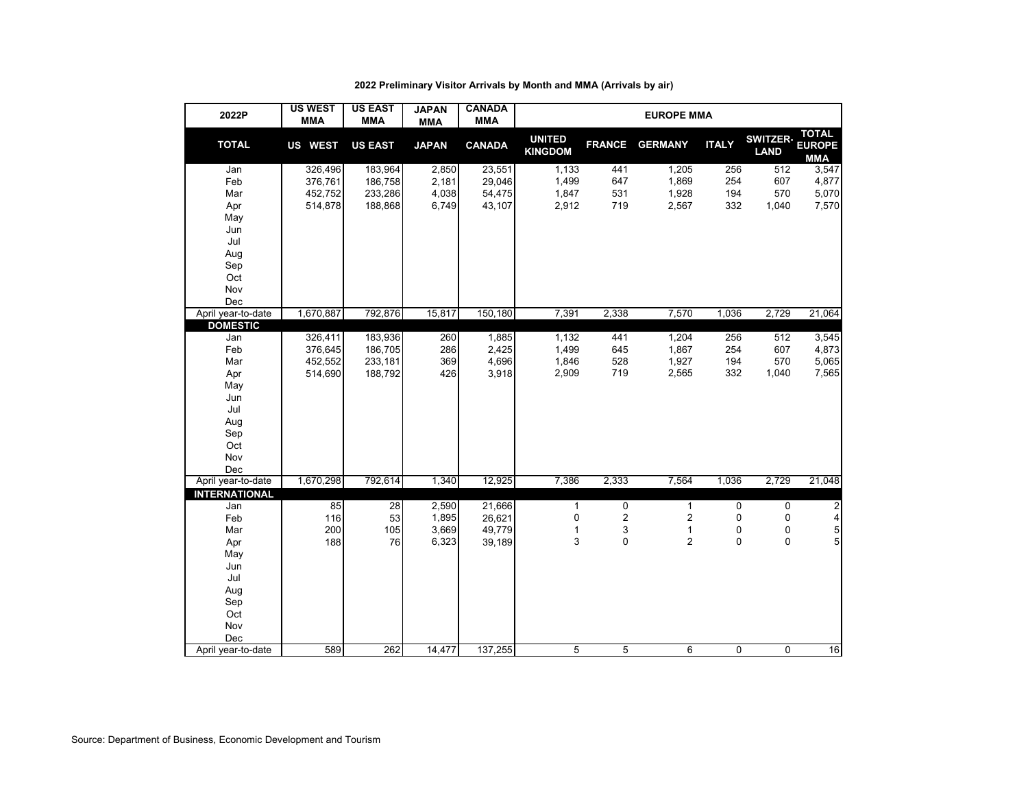**2022 Preliminary Visitor Arrivals by Month and MMA (Arrivals by air)**

| 2022P | US WEST MMA | US EAST MMA | JAPAN MMA | CANADA MMA | EUROPE MMA | | | | | |
|---|---|---|---|---|---|---|---|---|---|---|
| **TOTAL** | **US WEST** | **US EAST** | **JAPAN** | **CANADA** | **UNITED KINGDOM** | **FRANCE** | **GERMANY** | **ITALY** | **SWITZER-LAND** | **TOTAL EUROPE MMA** |
| Jan | 326,496 | 183,964 | 2,850 | 23,551 | 1,133 | 441 | 1,205 | 256 | 512 | 3,547 |
| Feb | 376,761 | 186,758 | 2,181 | 29,046 | 1,499 | 647 | 1,869 | 254 | 607 | 4,877 |
| Mar | 452,752 | 233,286 | 4,038 | 54,475 | 1,847 | 531 | 1,928 | 194 | 570 | 5,070 |
| Apr | 514,878 | 188,868 | 6,749 | 43,107 | 2,912 | 719 | 2,567 | 332 | 1,040 | 7,570 |
| May | | | | | | | | | | |
| Jun | | | | | | | | | | |
| Jul | | | | | | | | | | |
| Aug | | | | | | | | | | |
| Sep | | | | | | | | | | |
| Oct | | | | | | | | | | |
| Nov | | | | | | | | | | |
| Dec | | | | | | | | | | |
| April year-to-date | 1,670,887 | 792,876 | 15,817 | 150,180 | 7,391 | 2,338 | 7,570 | 1,036 | 2,729 | 21,064 |
| **DOMESTIC** | | | | | | | | | | |
| Jan | 326,411 | 183,936 | 260 | 1,885 | 1,132 | 441 | 1,204 | 256 | 512 | 3,545 |
| Feb | 376,645 | 186,705 | 286 | 2,425 | 1,499 | 645 | 1,867 | 254 | 607 | 4,873 |
| Mar | 452,552 | 233,181 | 369 | 4,696 | 1,846 | 528 | 1,927 | 194 | 570 | 5,065 |
| Apr | 514,690 | 188,792 | 426 | 3,918 | 2,909 | 719 | 2,565 | 332 | 1,040 | 7,565 |
| May | | | | | | | | | | |
| Jun | | | | | | | | | | |
| Jul | | | | | | | | | | |
| Aug | | | | | | | | | | |
| Sep | | | | | | | | | | |
| Oct | | | | | | | | | | |
| Nov | | | | | | | | | | |
| Dec | | | | | | | | | | |
| April year-to-date | 1,670,298 | 792,614 | 1,340 | 12,925 | 7,386 | 2,333 | 7,564 | 1,036 | 2,729 | 21,048 |
| **INTERNATIONAL** | | | | | | | | | | |
| Jan | 85 | 28 | 2,590 | 21,666 | 1 | 0 | 1 | 0 | 0 | 2 |
| Feb | 116 | 53 | 1,895 | 26,621 | 0 | 2 | 2 | 0 | 0 | 4 |
| Mar | 200 | 105 | 3,669 | 49,779 | 1 | 3 | 1 | 0 | 0 | 5 |
| Apr | 188 | 76 | 6,323 | 39,189 | 3 | 0 | 2 | 0 | 0 | 5 |
| May | | | | | | | | | | |
| Jun | | | | | | | | | | |
| Jul | | | | | | | | | | |
| Aug | | | | | | | | | | |
| Sep | | | | | | | | | | |
| Oct | | | | | | | | | | |
| Nov | | | | | | | | | | |
| Dec | | | | | | | | | | |
| April year-to-date | 589 | 262 | 14,477 | 137,255 | 5 | 5 | 6 | 0 | 0 | 16 |

Source: Department of Business, Economic Development and Tourism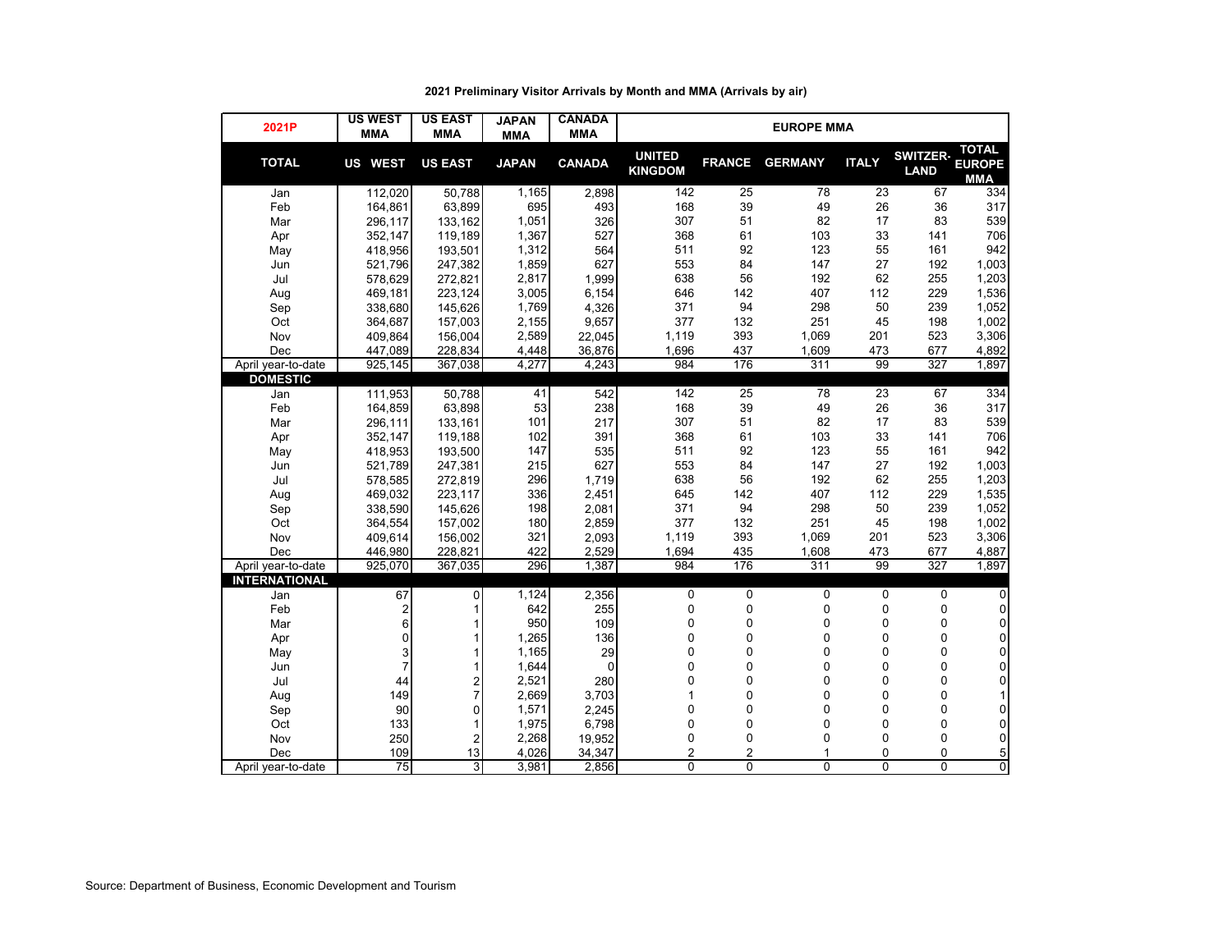**2021 Preliminary Visitor Arrivals by Month and MMA (Arrivals by air)**

| 2021P | US WEST MMA | US EAST MMA | JAPAN MMA | CANADA MMA | EUROPE MMA | | | | | |
|---|---|---|---|---|---|---|---|---|---|---|
| **TOTAL** | **US WEST** | **US EAST** | **JAPAN** | **CANADA** | **UNITED KINGDOM** | **FRANCE** | **GERMANY** | **ITALY** | **SWITZER-LAND** | **TOTAL EUROPE MMA** |
| Jan | 112,020 | 50,788 | 1,165 | 2,898 | 142 | 25 | 78 | 23 | 67 | 334 |
| Feb | 164,861 | 63,899 | 695 | 493 | 168 | 39 | 49 | 26 | 36 | 317 |
| Mar | 296,117 | 133,162 | 1,051 | 326 | 307 | 51 | 82 | 17 | 83 | 539 |
| Apr | 352,147 | 119,189 | 1,367 | 527 | 368 | 61 | 103 | 33 | 141 | 706 |
| May | 418,956 | 193,501 | 1,312 | 564 | 511 | 92 | 123 | 55 | 161 | 942 |
| Jun | 521,796 | 247,382 | 1,859 | 627 | 553 | 84 | 147 | 27 | 192 | 1,003 |
| Jul | 578,629 | 272,821 | 2,817 | 1,999 | 638 | 56 | 192 | 62 | 255 | 1,203 |
| Aug | 469,181 | 223,124 | 3,005 | 6,154 | 646 | 142 | 407 | 112 | 229 | 1,536 |
| Sep | 338,680 | 145,626 | 1,769 | 4,326 | 371 | 94 | 298 | 50 | 239 | 1,052 |
| Oct | 364,687 | 157,003 | 2,155 | 9,657 | 377 | 132 | 251 | 45 | 198 | 1,002 |
| Nov | 409,864 | 156,004 | 2,589 | 22,045 | 1,119 | 393 | 1,069 | 201 | 523 | 3,306 |
| Dec | 447,089 | 228,834 | 4,448 | 36,876 | 1,696 | 437 | 1,609 | 473 | 677 | 4,892 |
| April year-to-date | 925,145 | 367,038 | 4,277 | 4,243 | 984 | 176 | 311 | 99 | 327 | 1,897 |
| **DOMESTIC** | | | | | | | | | | |
| Jan | 111,953 | 50,788 | 41 | 542 | 142 | 25 | 78 | 23 | 67 | 334 |
| Feb | 164,859 | 63,898 | 53 | 238 | 168 | 39 | 49 | 26 | 36 | 317 |
| Mar | 296,111 | 133,161 | 101 | 217 | 307 | 51 | 82 | 17 | 83 | 539 |
| Apr | 352,147 | 119,188 | 102 | 391 | 368 | 61 | 103 | 33 | 141 | 706 |
| May | 418,953 | 193,500 | 147 | 535 | 511 | 92 | 123 | 55 | 161 | 942 |
| Jun | 521,789 | 247,381 | 215 | 627 | 553 | 84 | 147 | 27 | 192 | 1,003 |
| Jul | 578,585 | 272,819 | 296 | 1,719 | 638 | 56 | 192 | 62 | 255 | 1,203 |
| Aug | 469,032 | 223,117 | 336 | 2,451 | 645 | 142 | 407 | 112 | 229 | 1,535 |
| Sep | 338,590 | 145,626 | 198 | 2,081 | 371 | 94 | 298 | 50 | 239 | 1,052 |
| Oct | 364,554 | 157,002 | 180 | 2,859 | 377 | 132 | 251 | 45 | 198 | 1,002 |
| Nov | 409,614 | 156,002 | 321 | 2,093 | 1,119 | 393 | 1,069 | 201 | 523 | 3,306 |
| Dec | 446,980 | 228,821 | 422 | 2,529 | 1,694 | 435 | 1,608 | 473 | 677 | 4,887 |
| April year-to-date | 925,070 | 367,035 | 296 | 1,387 | 984 | 176 | 311 | 99 | 327 | 1,897 |
| **INTERNATIONAL** | | | | | | | | | | |
| Jan | 67 | 0 | 1,124 | 2,356 | 0 | 0 | 0 | 0 | 0 | 0 |
| Feb | 2 | 1 | 642 | 255 | 0 | 0 | 0 | 0 | 0 | 0 |
| Mar | 6 | 1 | 950 | 109 | 0 | 0 | 0 | 0 | 0 | 0 |
| Apr | 0 | 1 | 1,265 | 136 | 0 | 0 | 0 | 0 | 0 | 0 |
| May | 3 | 1 | 1,165 | 29 | 0 | 0 | 0 | 0 | 0 | 0 |
| Jun | 7 | 1 | 1,644 | 0 | 0 | 0 | 0 | 0 | 0 | 0 |
| Jul | 44 | 2 | 2,521 | 280 | 0 | 0 | 0 | 0 | 0 | 0 |
| Aug | 149 | 7 | 2,669 | 3,703 | 1 | 0 | 0 | 0 | 0 | 1 |
| Sep | 90 | 0 | 1,571 | 2,245 | 0 | 0 | 0 | 0 | 0 | 0 |
| Oct | 133 | 1 | 1,975 | 6,798 | 0 | 0 | 0 | 0 | 0 | 0 |
| Nov | 250 | 2 | 2,268 | 19,952 | 0 | 0 | 0 | 0 | 0 | 0 |
| Dec | 109 | 13 | 4,026 | 34,347 | 2 | 2 | 1 | 0 | 0 | 5 |
| April year-to-date | 75 | 3 | 3,981 | 2,856 | 0 | 0 | 0 | 0 | 0 | 0 |

Source: Department of Business, Economic Development and Tourism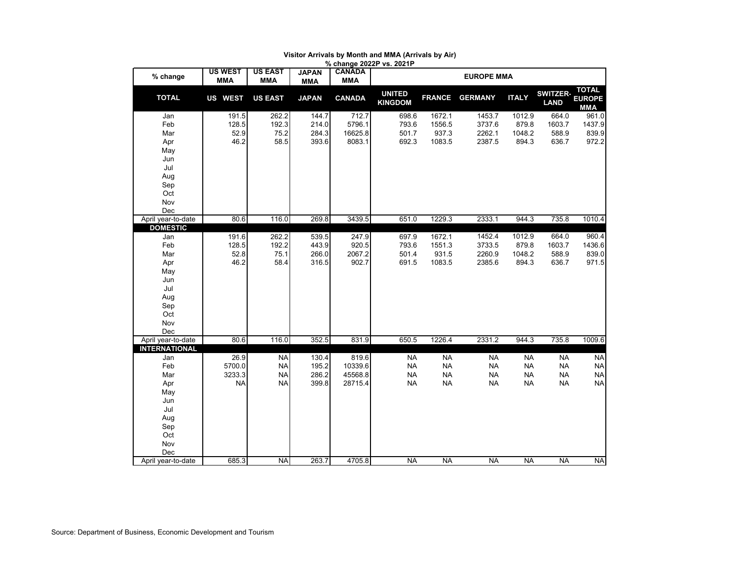**Visitor Arrivals by Month and MMA (Arrivals by Air)**

**% change 2022P vs. 2021P**

| % change | US WEST MMA | US EAST MMA | JAPAN MMA | CANADA MMA | EUROPE MMA | | | | | |
|---|---|---|---|---|---|---|---|---|---|---|
| **TOTAL** | **US WEST** | **US EAST** | **JAPAN** | **CANADA** | **UNITED KINGDOM** | **FRANCE** | **GERMANY** | **ITALY** | **SWITZER-LAND** | **TOTAL EUROPE MMA** |
| Jan | 191.5 | 262.2 | 144.7 | 712.7 | 698.6 | 1672.1 | 1453.7 | 1012.9 | 664.0 | 961.0 |
| Feb | 128.5 | 192.3 | 214.0 | 5796.1 | 793.6 | 1556.5 | 3737.6 | 879.8 | 1603.7 | 1437.9 |
| Mar | 52.9 | 75.2 | 284.3 | 16625.8 | 501.7 | 937.3 | 2262.1 | 1048.2 | 588.9 | 839.9 |
| Apr | 46.2 | 58.5 | 393.6 | 8083.1 | 692.3 | 1083.5 | 2387.5 | 894.3 | 636.7 | 972.2 |
| May | | | | | | | | | | |
| Jun | | | | | | | | | | |
| Jul | | | | | | | | | | |
| Aug | | | | | | | | | | |
| Sep | | | | | | | | | | |
| Oct | | | | | | | | | | |
| Nov | | | | | | | | | | |
| Dec | | | | | | | | | | |
| April year-to-date | 80.6 | 116.0 | 269.8 | 3439.5 | 651.0 | 1229.3 | 2333.1 | 944.3 | 735.8 | 1010.4 |
| **DOMESTIC** | | | | | | | | | | |
| Jan | 191.6 | 262.2 | 539.5 | 247.9 | 697.9 | 1672.1 | 1452.4 | 1012.9 | 664.0 | 960.4 |
| Feb | 128.5 | 192.2 | 443.9 | 920.5 | 793.6 | 1551.3 | 3733.5 | 879.8 | 1603.7 | 1436.6 |
| Mar | 52.8 | 75.1 | 266.0 | 2067.2 | 501.4 | 931.5 | 2260.9 | 1048.2 | 588.9 | 839.0 |
| Apr | 46.2 | 58.4 | 316.5 | 902.7 | 691.5 | 1083.5 | 2385.6 | 894.3 | 636.7 | 971.5 |
| May | | | | | | | | | | |
| Jun | | | | | | | | | | |
| Jul | | | | | | | | | | |
| Aug | | | | | | | | | | |
| Sep | | | | | | | | | | |
| Oct | | | | | | | | | | |
| Nov | | | | | | | | | | |
| Dec | | | | | | | | | | |
| April year-to-date | 80.6 | 116.0 | 352.5 | 831.9 | 650.5 | 1226.4 | 2331.2 | 944.3 | 735.8 | 1009.6 |
| **INTERNATIONAL** | | | | | | | | | | |
| Jan | 26.9 | NA | 130.4 | 819.6 | NA | NA | NA | NA | NA | NA |
| Feb | 5700.0 | NA | 195.2 | 10339.6 | NA | NA | NA | NA | NA | NA |
| Mar | 3233.3 | NA | 286.2 | 45568.8 | NA | NA | NA | NA | NA | NA |
| Apr | NA | NA | 399.8 | 28715.4 | NA | NA | NA | NA | NA | NA |
| May | | | | | | | | | | |
| Jun | | | | | | | | | | |
| Jul | | | | | | | | | | |
| Aug | | | | | | | | | | |
| Sep | | | | | | | | | | |
| Oct | | | | | | | | | | |
| Nov | | | | | | | | | | |
| Dec | | | | | | | | | | |
| April year-to-date | 685.3 | NA | 263.7 | 4705.8 | NA | NA | NA | NA | NA | NA |

Source: Department of Business, Economic Development and Tourism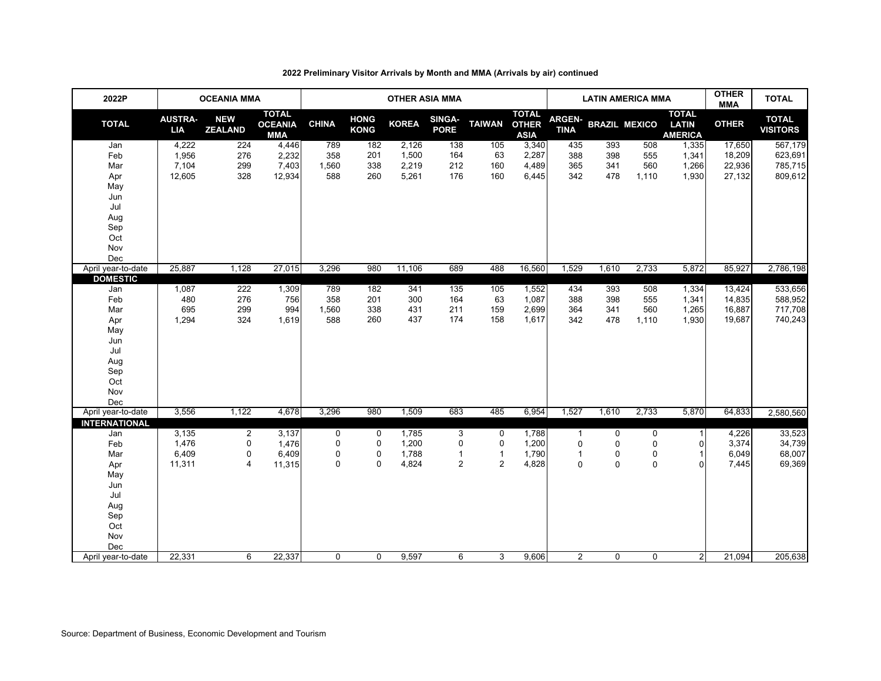**2022 Preliminary Visitor Arrivals by Month and MMA (Arrivals by air) continued**

| 2022P | OCEANIA MMA | | | OTHER ASIA MMA | | | | | | LATIN AMERICA MMA | | | | OTHER MMA | TOTAL |
|---|---|---|---|---|---|---|---|---|---|---|---|---|---|---|---|
| **TOTAL** | **AUSTRALIA** | **NEW ZEALAND** | **TOTAL OCEANIA MMA** | **CHINA** | **HONG KONG** | **KOREA** | **SINGAPORE** | **TAIWAN** | **TOTAL OTHER ASIA** | **ARGENTINA** | **BRAZIL** | **MEXICO** | **TOTAL LATIN AMERICA** | **OTHER** | **TOTAL VISITORS** |
| Jan | 4,222 | 224 | 4,446 | 789 | 182 | 2,126 | 138 | 105 | 3,340 | 435 | 393 | 508 | 1,335 | 17,650 | 567,179 |
| Feb | 1,956 | 276 | 2,232 | 358 | 201 | 1,500 | 164 | 63 | 2,287 | 388 | 398 | 555 | 1,341 | 18,209 | 623,691 |
| Mar | 7,104 | 299 | 7,403 | 1,560 | 338 | 2,219 | 212 | 160 | 4,489 | 365 | 341 | 560 | 1,266 | 22,936 | 785,715 |
| Apr | 12,605 | 328 | 12,934 | 588 | 260 | 5,261 | 176 | 160 | 6,445 | 342 | 478 | 1,110 | 1,930 | 27,132 | 809,612 |
| May | | | | | | | | | | | | | | | |
| Jun | | | | | | | | | | | | | | | |
| Jul | | | | | | | | | | | | | | | |
| Aug | | | | | | | | | | | | | | | |
| Sep | | | | | | | | | | | | | | | |
| Oct | | | | | | | | | | | | | | | |
| Nov | | | | | | | | | | | | | | | |
| Dec | | | | | | | | | | | | | | | |
| April year-to-date | 25,887 | 1,128 | 27,015 | 3,296 | 980 | 11,106 | 689 | 488 | 16,560 | 1,529 | 1,610 | 2,733 | 5,872 | 85,927 | 2,786,198 |
| **DOMESTIC** | | | | | | | | | | | | | | | |
| Jan | 1,087 | 222 | 1,309 | 789 | 182 | 341 | 135 | 105 | 1,552 | 434 | 393 | 508 | 1,334 | 13,424 | 533,656 |
| Feb | 480 | 276 | 756 | 358 | 201 | 300 | 164 | 63 | 1,087 | 388 | 398 | 555 | 1,341 | 14,835 | 588,952 |
| Mar | 695 | 299 | 994 | 1,560 | 338 | 431 | 211 | 159 | 2,699 | 364 | 341 | 560 | 1,265 | 16,887 | 717,708 |
| Apr | 1,294 | 324 | 1,619 | 588 | 260 | 437 | 174 | 158 | 1,617 | 342 | 478 | 1,110 | 1,930 | 19,687 | 740,243 |
| May | | | | | | | | | | | | | | | |
| Jun | | | | | | | | | | | | | | | |
| Jul | | | | | | | | | | | | | | | |
| Aug | | | | | | | | | | | | | | | |
| Sep | | | | | | | | | | | | | | | |
| Oct | | | | | | | | | | | | | | | |
| Nov | | | | | | | | | | | | | | | |
| Dec | | | | | | | | | | | | | | | |
| April year-to-date | 3,556 | 1,122 | 4,678 | 3,296 | 980 | 1,509 | 683 | 485 | 6,954 | 1,527 | 1,610 | 2,733 | 5,870 | 64,833 | 2,580,560 |
| **INTERNATIONAL** | | | | | | | | | | | | | | | |
| Jan | 3,135 | 2 | 3,137 | 0 | 0 | 1,785 | 3 | 0 | 1,788 | 1 | 0 | 0 | 1 | 4,226 | 33,523 |
| Feb | 1,476 | 0 | 1,476 | 0 | 0 | 1,200 | 0 | 0 | 1,200 | 0 | 0 | 0 | 0 | 3,374 | 34,739 |
| Mar | 6,409 | 0 | 6,409 | 0 | 0 | 1,788 | 1 | 1 | 1,790 | 1 | 0 | 0 | 1 | 6,049 | 68,007 |
| Apr | 11,311 | 4 | 11,315 | 0 | 0 | 4,824 | 2 | 2 | 4,828 | 0 | 0 | 0 | 0 | 7,445 | 69,369 |
| May | | | | | | | | | | | | | | | |
| Jun | | | | | | | | | | | | | | | |
| Jul | | | | | | | | | | | | | | | |
| Aug | | | | | | | | | | | | | | | |
| Sep | | | | | | | | | | | | | | | |
| Oct | | | | | | | | | | | | | | | |
| Nov | | | | | | | | | | | | | | | |
| Dec | | | | | | | | | | | | | | | |
| April year-to-date | 22,331 | 6 | 22,337 | 0 | 0 | 9,597 | 6 | 3 | 9,606 | 2 | 0 | 0 | 2 | 21,094 | 205,638 |

Source: Department of Business, Economic Development and Tourism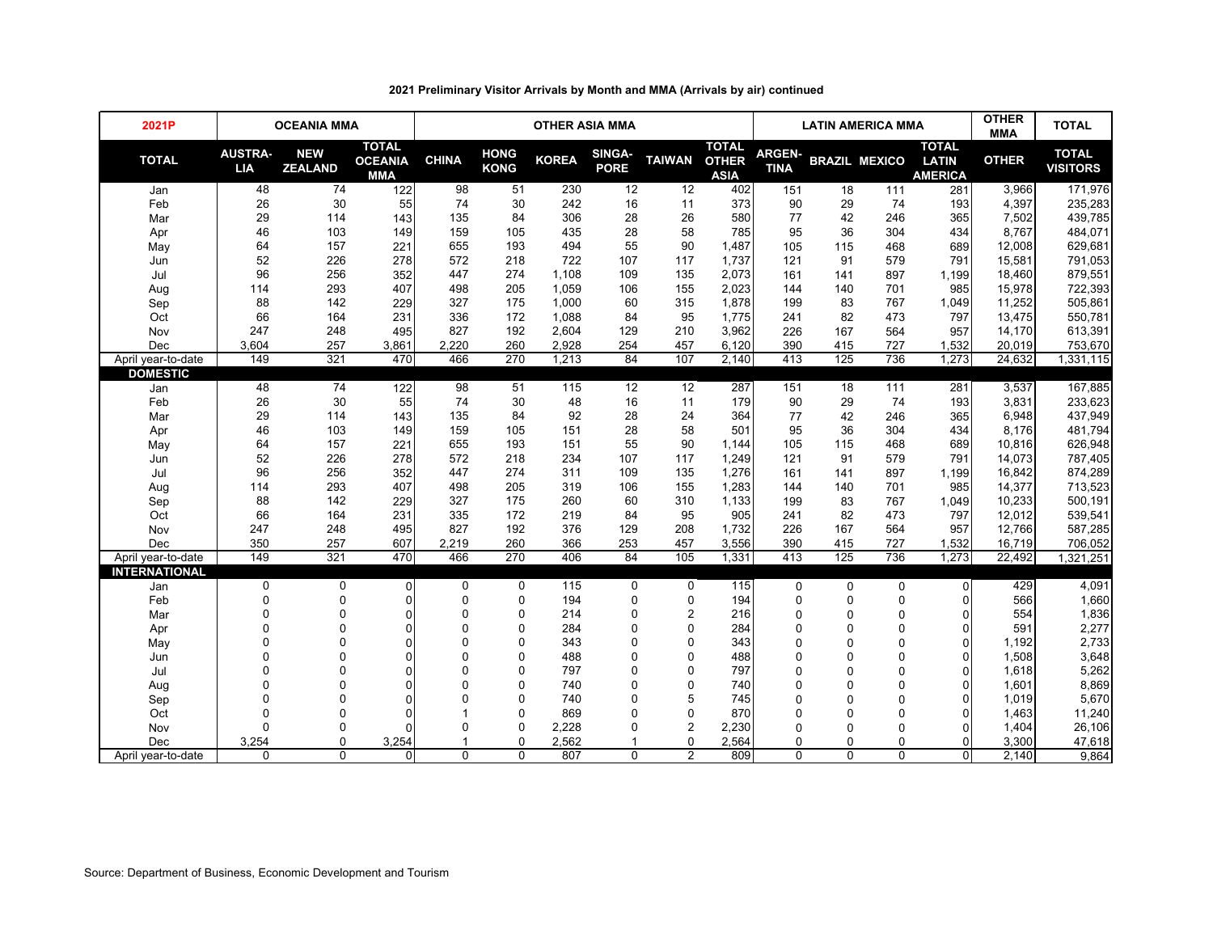## 2021 Preliminary Visitor Arrivals by Month and MMA (Arrivals by air) continued

| 2021P | OCEANIA MMA | | | OTHER ASIA MMA | | | | | | LATIN AMERICA MMA | | | | OTHER MMA | TOTAL |
|---|---|---|---|---|---|---|---|---|---|---|---|---|---|---|---|
| TOTAL | AUSTRALIA | NEW ZEALAND | TOTAL OCEANIA MMA | CHINA | HONG KONG | KOREA | SINGAPORE | TAIWAN | TOTAL OTHER ASIA | ARGENTINA | BRAZIL | MEXICO | TOTAL LATIN AMERICA | OTHER | TOTAL VISITORS |
| Jan | 48 | 74 | 122 | 98 | 51 | 230 | 12 | 12 | 402 | 151 | 18 | 111 | 281 | 3,966 | 171,976 |
| Feb | 26 | 30 | 55 | 74 | 30 | 242 | 16 | 11 | 373 | 90 | 29 | 74 | 193 | 4,397 | 235,283 |
| Mar | 29 | 114 | 143 | 135 | 84 | 306 | 28 | 26 | 580 | 77 | 42 | 246 | 365 | 7,502 | 439,785 |
| Apr | 46 | 103 | 149 | 159 | 105 | 435 | 28 | 58 | 785 | 95 | 36 | 304 | 434 | 8,767 | 484,071 |
| May | 64 | 157 | 221 | 655 | 193 | 494 | 55 | 90 | 1,487 | 105 | 115 | 468 | 689 | 12,008 | 629,681 |
| Jun | 52 | 226 | 278 | 572 | 218 | 722 | 107 | 117 | 1,737 | 121 | 91 | 579 | 791 | 15,581 | 791,053 |
| Jul | 96 | 256 | 352 | 447 | 274 | 1,108 | 109 | 135 | 2,073 | 161 | 141 | 897 | 1,199 | 18,460 | 879,551 |
| Aug | 114 | 293 | 407 | 498 | 205 | 1,059 | 106 | 155 | 2,023 | 144 | 140 | 701 | 985 | 15,978 | 722,393 |
| Sep | 88 | 142 | 229 | 327 | 175 | 1,000 | 60 | 315 | 1,878 | 199 | 83 | 767 | 1,049 | 11,252 | 505,861 |
| Oct | 66 | 164 | 231 | 336 | 172 | 1,088 | 84 | 95 | 1,775 | 241 | 82 | 473 | 797 | 13,475 | 550,781 |
| Nov | 247 | 248 | 495 | 827 | 192 | 2,604 | 129 | 210 | 3,962 | 226 | 167 | 564 | 957 | 14,170 | 613,391 |
| Dec | 3,604 | 257 | 3,861 | 2,220 | 260 | 2,928 | 254 | 457 | 6,120 | 390 | 415 | 727 | 1,532 | 20,019 | 753,670 |
| April year-to-date | 149 | 321 | 470 | 466 | 270 | 1,213 | 84 | 107 | 2,140 | 413 | 125 | 736 | 1,273 | 24,632 | 1,331,115 |
| **DOMESTIC** | | | | | | | | | | | | | | | |
| Jan | 48 | 74 | 122 | 98 | 51 | 115 | 12 | 12 | 287 | 151 | 18 | 111 | 281 | 3,537 | 167,885 |
| Feb | 26 | 30 | 55 | 74 | 30 | 48 | 16 | 11 | 179 | 90 | 29 | 74 | 193 | 3,831 | 233,623 |
| Mar | 29 | 114 | 143 | 135 | 84 | 92 | 28 | 24 | 364 | 77 | 42 | 246 | 365 | 6,948 | 437,949 |
| Apr | 46 | 103 | 149 | 159 | 105 | 151 | 28 | 58 | 501 | 95 | 36 | 304 | 434 | 8,176 | 481,794 |
| May | 64 | 157 | 221 | 655 | 193 | 151 | 55 | 90 | 1,144 | 105 | 115 | 468 | 689 | 10,816 | 626,948 |
| Jun | 52 | 226 | 278 | 572 | 218 | 234 | 107 | 117 | 1,249 | 121 | 91 | 579 | 791 | 14,073 | 787,405 |
| Jul | 96 | 256 | 352 | 447 | 274 | 311 | 109 | 135 | 1,276 | 161 | 141 | 897 | 1,199 | 16,842 | 874,289 |
| Aug | 114 | 293 | 407 | 498 | 205 | 319 | 106 | 155 | 1,283 | 144 | 140 | 701 | 985 | 14,377 | 713,523 |
| Sep | 88 | 142 | 229 | 327 | 175 | 260 | 60 | 310 | 1,133 | 199 | 83 | 767 | 1,049 | 10,233 | 500,191 |
| Oct | 66 | 164 | 231 | 335 | 172 | 219 | 84 | 95 | 905 | 241 | 82 | 473 | 797 | 12,012 | 539,541 |
| Nov | 247 | 248 | 495 | 827 | 192 | 376 | 129 | 208 | 1,732 | 226 | 167 | 564 | 957 | 12,766 | 587,285 |
| Dec | 350 | 257 | 607 | 2,219 | 260 | 366 | 253 | 457 | 3,556 | 390 | 415 | 727 | 1,532 | 16,719 | 706,052 |
| April year-to-date | 149 | 321 | 470 | 466 | 270 | 406 | 84 | 105 | 1,331 | 413 | 125 | 736 | 1,273 | 22,492 | 1,321,251 |
| **INTERNATIONAL** | | | | | | | | | | | | | | | |
| Jan | 0 | 0 | 0 | 0 | 0 | 115 | 0 | 0 | 115 | 0 | 0 | 0 | 0 | 429 | 4,091 |
| Feb | 0 | 0 | 0 | 0 | 0 | 194 | 0 | 0 | 194 | 0 | 0 | 0 | 0 | 566 | 1,660 |
| Mar | 0 | 0 | 0 | 0 | 0 | 214 | 0 | 2 | 216 | 0 | 0 | 0 | 0 | 554 | 1,836 |
| Apr | 0 | 0 | 0 | 0 | 0 | 284 | 0 | 0 | 284 | 0 | 0 | 0 | 0 | 591 | 2,277 |
| May | 0 | 0 | 0 | 0 | 0 | 343 | 0 | 0 | 343 | 0 | 0 | 0 | 0 | 1,192 | 2,733 |
| Jun | 0 | 0 | 0 | 0 | 0 | 488 | 0 | 0 | 488 | 0 | 0 | 0 | 0 | 1,508 | 3,648 |
| Jul | 0 | 0 | 0 | 0 | 0 | 797 | 0 | 0 | 797 | 0 | 0 | 0 | 0 | 1,618 | 5,262 |
| Aug | 0 | 0 | 0 | 0 | 0 | 740 | 0 | 0 | 740 | 0 | 0 | 0 | 0 | 1,601 | 8,869 |
| Sep | 0 | 0 | 0 | 0 | 0 | 740 | 0 | 5 | 745 | 0 | 0 | 0 | 0 | 1,019 | 5,670 |
| Oct | 0 | 0 | 0 | 1 | 0 | 869 | 0 | 0 | 870 | 0 | 0 | 0 | 0 | 1,463 | 11,240 |
| Nov | 0 | 0 | 0 | 0 | 0 | 2,228 | 0 | 2 | 2,230 | 0 | 0 | 0 | 0 | 1,404 | 26,106 |
| Dec | 3,254 | 0 | 3,254 | 1 | 0 | 2,562 | 1 | 0 | 2,564 | 0 | 0 | 0 | 0 | 3,300 | 47,618 |
| April year-to-date | 0 | 0 | 0 | 0 | 0 | 807 | 0 | 2 | 809 | 0 | 0 | 0 | 0 | 2,140 | 9,864 |

Source: Department of Business, Economic Development and Tourism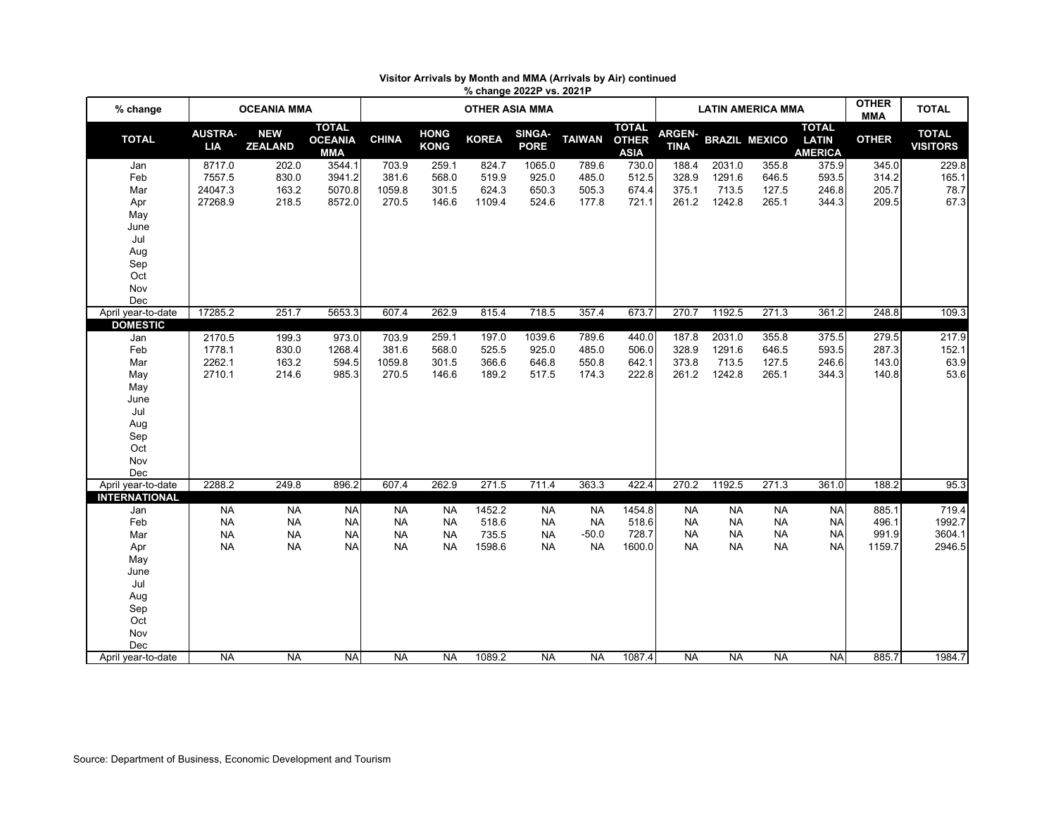**Visitor Arrivals by Month and MMA (Arrivals by Air) continued**
**% change 2022P vs. 2021P**

| % change | OCEANIA MMA | | | OTHER ASIA MMA | | | | | | LATIN AMERICA MMA | | | | OTHER MMA | TOTAL |
|---|---|---|---|---|---|---|---|---|---|---|---|---|---|---|---|
| **TOTAL** | **AUSTRA-LIA** | **NEW ZEALAND** | **TOTAL OCEANIA MMA** | **CHINA** | **HONG KONG** | **KOREA** | **SINGA-PORE** | **TAIWAN** | **TOTAL OTHER ASIA** | **ARGEN-TINA** | **BRAZIL** | **MEXICO** | **TOTAL LATIN AMERICA** | **OTHER** | **TOTAL VISITORS** |
| Jan | 8717.0 | 202.0 | 3544.1 | 703.9 | 259.1 | 824.7 | 1065.0 | 789.6 | 730.0 | 188.4 | 2031.0 | 355.8 | 375.9 | 345.0 | 229.8 |
| Feb | 7557.5 | 830.0 | 3941.2 | 381.6 | 568.0 | 519.9 | 925.0 | 485.0 | 512.5 | 328.9 | 1291.6 | 646.5 | 593.5 | 314.2 | 165.1 |
| Mar | 24047.3 | 163.2 | 5070.8 | 1059.8 | 301.5 | 624.3 | 650.3 | 505.3 | 674.4 | 375.1 | 713.5 | 127.5 | 246.8 | 205.7 | 78.7 |
| Apr | 27268.9 | 218.5 | 8572.0 | 270.5 | 146.6 | 1109.4 | 524.6 | 177.8 | 721.1 | 261.2 | 1242.8 | 265.1 | 344.3 | 209.5 | 67.3 |
| May | | | | | | | | | | | | | | | |
| June | | | | | | | | | | | | | | | |
| Jul | | | | | | | | | | | | | | | |
| Aug | | | | | | | | | | | | | | | |
| Sep | | | | | | | | | | | | | | | |
| Oct | | | | | | | | | | | | | | | |
| Nov | | | | | | | | | | | | | | | |
| Dec | | | | | | | | | | | | | | | |
| April year-to-date | 17285.2 | 251.7 | 5653.3 | 607.4 | 262.9 | 815.4 | 718.5 | 357.4 | 673.7 | 270.7 | 1192.5 | 271.3 | 361.2 | 248.8 | 109.3 |
| **DOMESTIC** | | | | | | | | | | | | | | | |
| Jan | 2170.5 | 199.3 | 973.0 | 703.9 | 259.1 | 197.0 | 1039.6 | 789.6 | 440.0 | 187.8 | 2031.0 | 355.8 | 375.5 | 279.5 | 217.9 |
| Feb | 1778.1 | 830.0 | 1268.4 | 381.6 | 568.0 | 525.5 | 925.0 | 485.0 | 506.0 | 328.9 | 1291.6 | 646.5 | 593.5 | 287.3 | 152.1 |
| Mar | 2262.1 | 163.2 | 594.5 | 1059.8 | 301.5 | 366.6 | 646.8 | 550.8 | 642.1 | 373.8 | 713.5 | 127.5 | 246.6 | 143.0 | 63.9 |
| May | 2710.1 | 214.6 | 985.3 | 270.5 | 146.6 | 189.2 | 517.5 | 174.3 | 222.8 | 261.2 | 1242.8 | 265.1 | 344.3 | 140.8 | 53.6 |
| May | | | | | | | | | | | | | | | |
| June | | | | | | | | | | | | | | | |
| Jul | | | | | | | | | | | | | | | |
| Aug | | | | | | | | | | | | | | | |
| Sep | | | | | | | | | | | | | | | |
| Oct | | | | | | | | | | | | | | | |
| Nov | | | | | | | | | | | | | | | |
| Dec | | | | | | | | | | | | | | | |
| April year-to-date | 2288.2 | 249.8 | 896.2 | 607.4 | 262.9 | 271.5 | 711.4 | 363.3 | 422.4 | 270.2 | 1192.5 | 271.3 | 361.0 | 188.2 | 95.3 |
| **INTERNATIONAL** | | | | | | | | | | | | | | | |
| Jan | NA | NA | NA | NA | NA | 1452.2 | NA | NA | 1454.8 | NA | NA | NA | NA | 885.1 | 719.4 |
| Feb | NA | NA | NA | NA | NA | 518.6 | NA | NA | 518.6 | NA | NA | NA | NA | 496.1 | 1992.7 |
| Mar | NA | NA | NA | NA | NA | 735.5 | NA | -50.0 | 728.7 | NA | NA | NA | NA | 991.9 | 3604.1 |
| Apr | NA | NA | NA | NA | NA | 1598.6 | NA | NA | 1600.0 | NA | NA | NA | NA | 1159.7 | 2946.5 |
| May | | | | | | | | | | | | | | | |
| June | | | | | | | | | | | | | | | |
| Jul | | | | | | | | | | | | | | | |
| Aug | | | | | | | | | | | | | | | |
| Sep | | | | | | | | | | | | | | | |
| Oct | | | | | | | | | | | | | | | |
| Nov | | | | | | | | | | | | | | | |
| Dec | | | | | | | | | | | | | | | |
| April year-to-date | NA | NA | NA | NA | NA | 1089.2 | NA | NA | 1087.4 | NA | NA | NA | NA | 885.7 | 1984.7 |

Source: Department of Business, Economic Development and Tourism